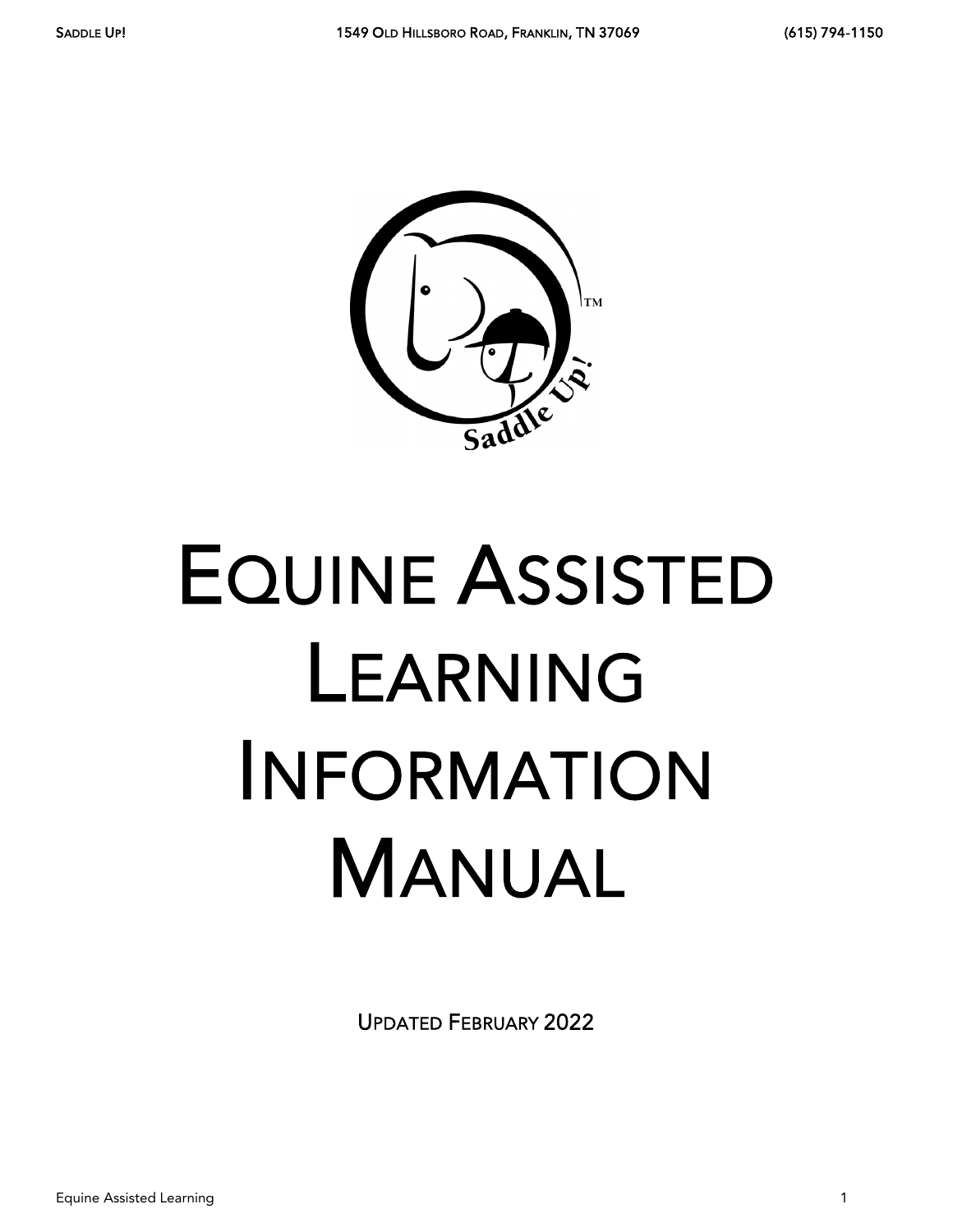# Equine Assisted Learning Information Manual

Updated February 2022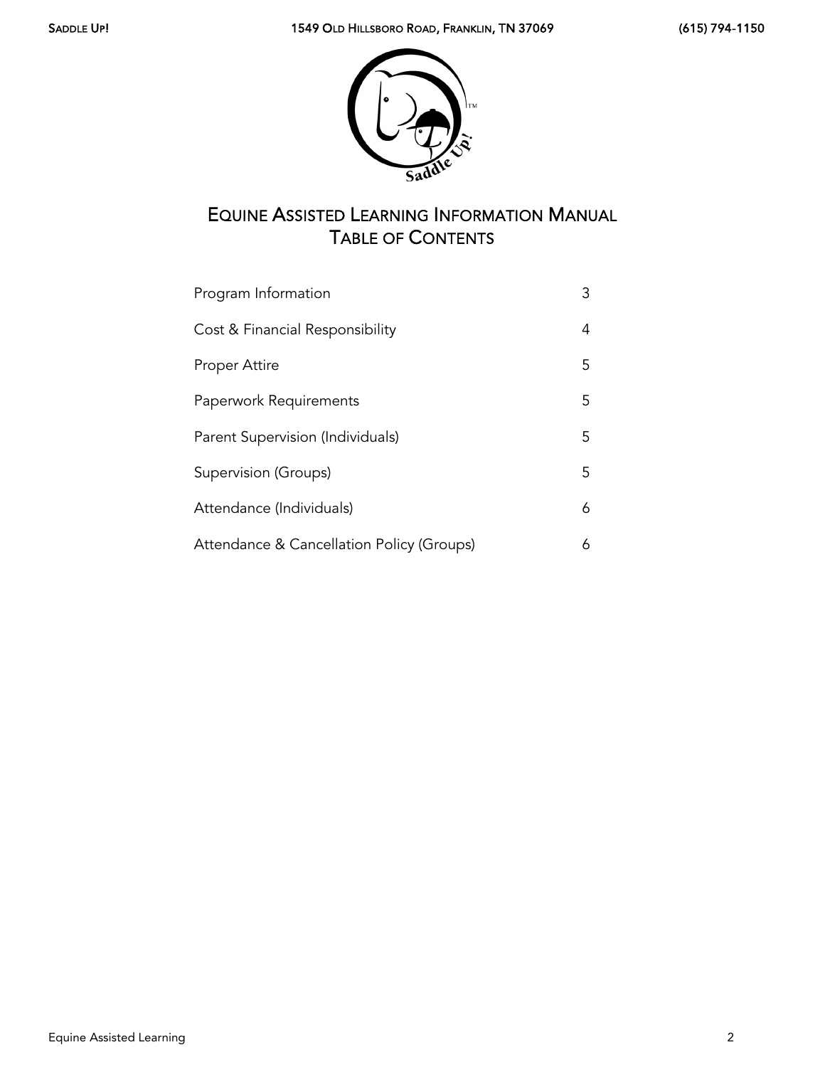# Equine Assisted Learning Information Manual
## Table of Contents

| | |
|---|---|
| Program Information | 3 |
| Cost & Financial Responsibility | 4 |
| Proper Attire | 5 |
| Paperwork Requirements | 5 |
| Parent Supervision (Individuals) | 5 |
| Supervision (Groups) | 5 |
| Attendance (Individuals) | 6 |
| Attendance & Cancellation Policy (Groups) | 6 |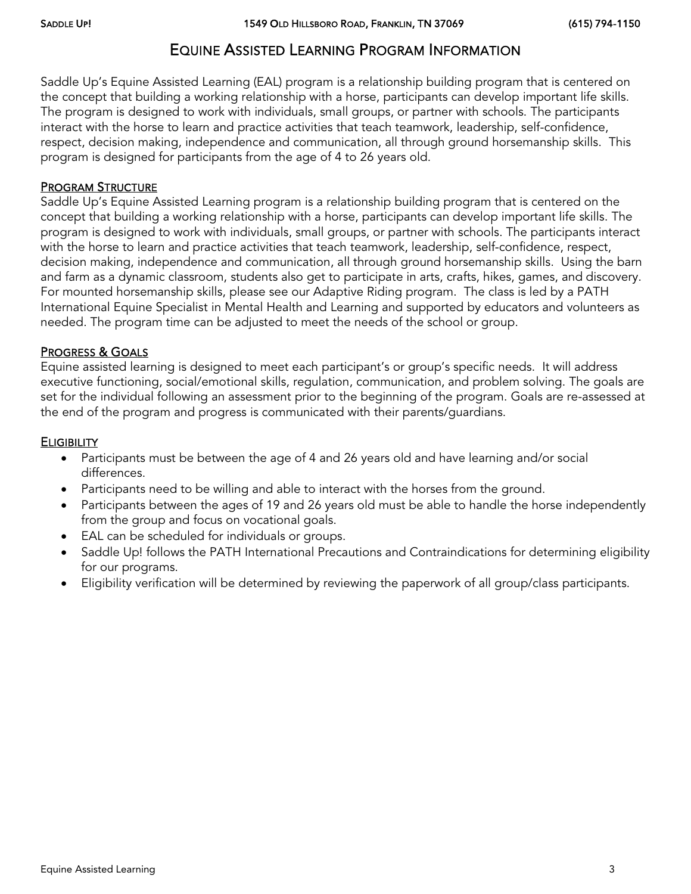# Equine Assisted Learning Program Information

Saddle Up's Equine Assisted Learning (EAL) program is a relationship building program that is centered on the concept that building a working relationship with a horse, participants can develop important life skills. The program is designed to work with individuals, small groups, or partner with schools. The participants interact with the horse to learn and practice activities that teach teamwork, leadership, self-confidence, respect, decision making, independence and communication, all through ground horsemanship skills. This program is designed for participants from the age of 4 to 26 years old.

## Program Structure

Saddle Up's Equine Assisted Learning program is a relationship building program that is centered on the concept that building a working relationship with a horse, participants can develop important life skills. The program is designed to work with individuals, small groups, or partner with schools. The participants interact with the horse to learn and practice activities that teach teamwork, leadership, self-confidence, respect, decision making, independence and communication, all through ground horsemanship skills. Using the barn and farm as a dynamic classroom, students also get to participate in arts, crafts, hikes, games, and discovery. For mounted horsemanship skills, please see our Adaptive Riding program. The class is led by a PATH International Equine Specialist in Mental Health and Learning and supported by educators and volunteers as needed. The program time can be adjusted to meet the needs of the school or group.

## Progress & Goals

Equine assisted learning is designed to meet each participant's or group's specific needs. It will address executive functioning, social/emotional skills, regulation, communication, and problem solving. The goals are set for the individual following an assessment prior to the beginning of the program. Goals are re-assessed at the end of the program and progress is communicated with their parents/guardians.

## Eligibility

- Participants must be between the age of 4 and 26 years old and have learning and/or social differences.
- Participants need to be willing and able to interact with the horses from the ground.
- Participants between the ages of 19 and 26 years old must be able to handle the horse independently from the group and focus on vocational goals.
- EAL can be scheduled for individuals or groups.
- Saddle Up! follows the PATH International Precautions and Contraindications for determining eligibility for our programs.
- Eligibility verification will be determined by reviewing the paperwork of all group/class participants.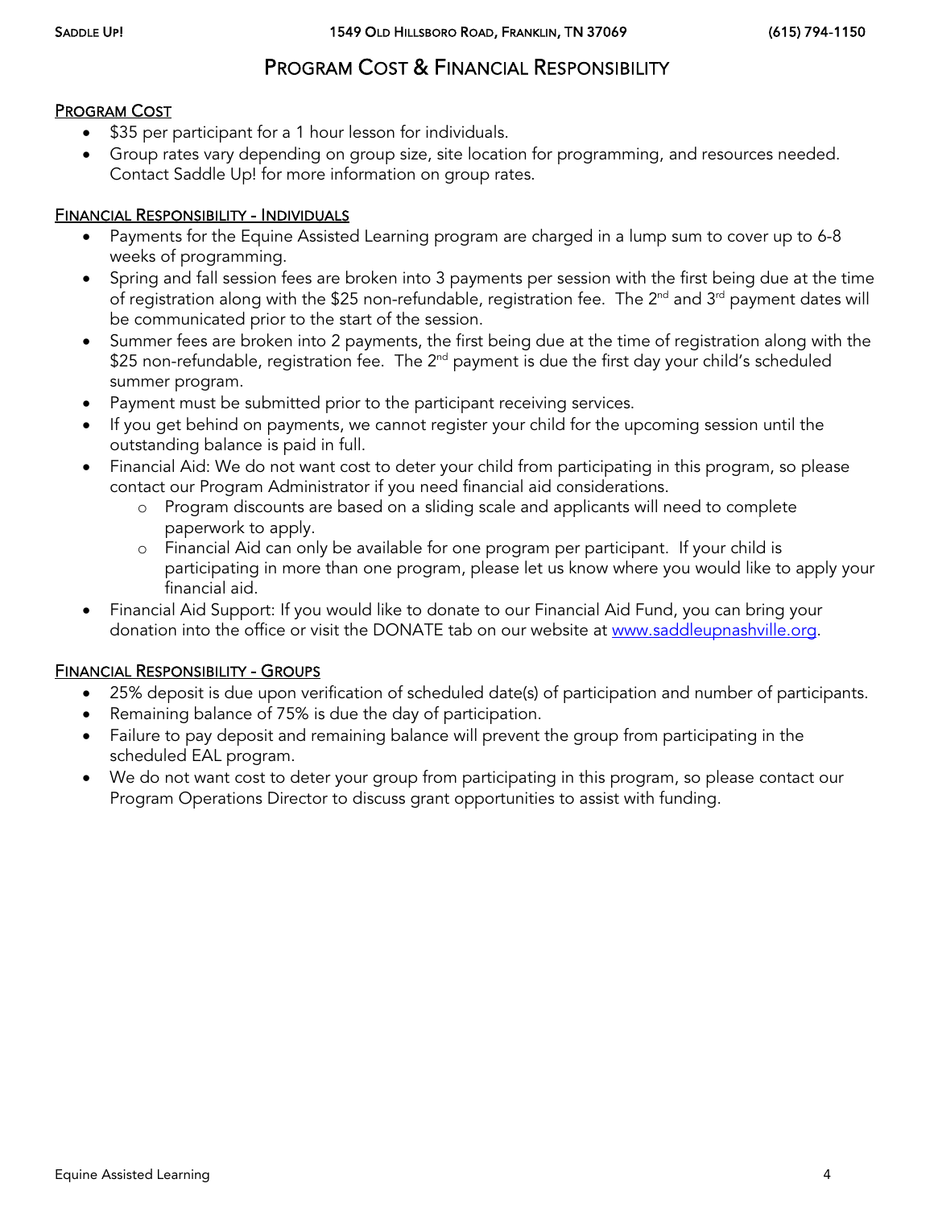# Program Cost & Financial Responsibility

## Program Cost

- $35 per participant for a 1 hour lesson for individuals.
- Group rates vary depending on group size, site location for programming, and resources needed. Contact Saddle Up! for more information on group rates.

## Financial Responsibility - Individuals

- Payments for the Equine Assisted Learning program are charged in a lump sum to cover up to 6-8 weeks of programming.
- Spring and fall session fees are broken into 3 payments per session with the first being due at the time of registration along with the $25 non-refundable, registration fee. The 2nd and 3rd payment dates will be communicated prior to the start of the session.
- Summer fees are broken into 2 payments, the first being due at the time of registration along with the $25 non-refundable, registration fee. The 2nd payment is due the first day your child's scheduled summer program.
- Payment must be submitted prior to the participant receiving services.
- If you get behind on payments, we cannot register your child for the upcoming session until the outstanding balance is paid in full.
- Financial Aid: We do not want cost to deter your child from participating in this program, so please contact our Program Administrator if you need financial aid considerations.
  - Program discounts are based on a sliding scale and applicants will need to complete paperwork to apply.
  - Financial Aid can only be available for one program per participant. If your child is participating in more than one program, please let us know where you would like to apply your financial aid.
- Financial Aid Support: If you would like to donate to our Financial Aid Fund, you can bring your donation into the office or visit the DONATE tab on our website at www.saddleupnashville.org.

## Financial Responsibility - Groups

- 25% deposit is due upon verification of scheduled date(s) of participation and number of participants.
- Remaining balance of 75% is due the day of participation.
- Failure to pay deposit and remaining balance will prevent the group from participating in the scheduled EAL program.
- We do not want cost to deter your group from participating in this program, so please contact our Program Operations Director to discuss grant opportunities to assist with funding.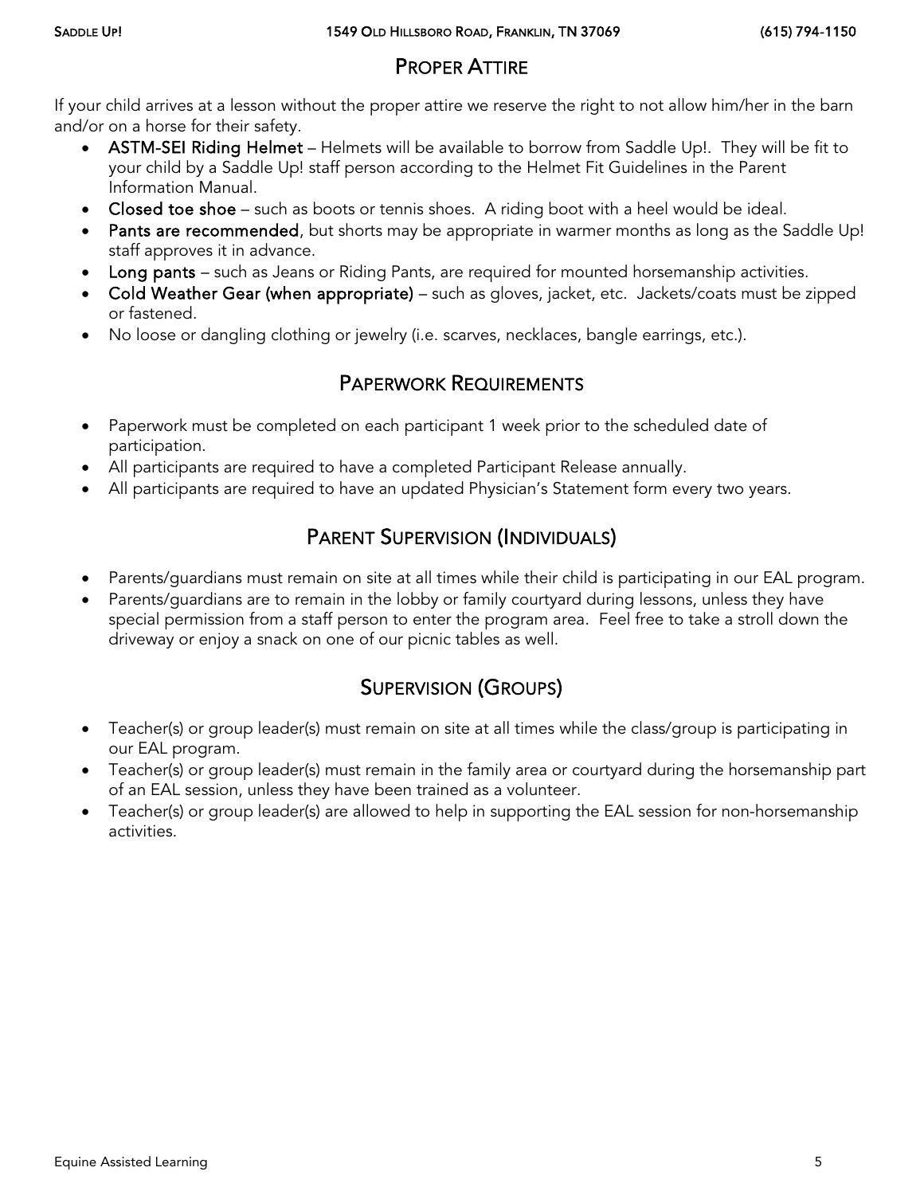## Proper Attire

If your child arrives at a lesson without the proper attire we reserve the right to not allow him/her in the barn and/or on a horse for their safety.

- **ASTM-SEI Riding Helmet** – Helmets will be available to borrow from Saddle Up!. They will be fit to your child by a Saddle Up! staff person according to the Helmet Fit Guidelines in the Parent Information Manual.
- **Closed toe shoe** – such as boots or tennis shoes. A riding boot with a heel would be ideal.
- **Pants are recommended**, but shorts may be appropriate in warmer months as long as the Saddle Up! staff approves it in advance.
- **Long pants** – such as Jeans or Riding Pants, are required for mounted horsemanship activities.
- **Cold Weather Gear (when appropriate)** – such as gloves, jacket, etc. Jackets/coats must be zipped or fastened.
- No loose or dangling clothing or jewelry (i.e. scarves, necklaces, bangle earrings, etc.).

## Paperwork Requirements

- Paperwork must be completed on each participant 1 week prior to the scheduled date of participation.
- All participants are required to have a completed Participant Release annually.
- All participants are required to have an updated Physician's Statement form every two years.

## Parent Supervision (Individuals)

- Parents/guardians must remain on site at all times while their child is participating in our EAL program.
- Parents/guardians are to remain in the lobby or family courtyard during lessons, unless they have special permission from a staff person to enter the program area. Feel free to take a stroll down the driveway or enjoy a snack on one of our picnic tables as well.

## Supervision (Groups)

- Teacher(s) or group leader(s) must remain on site at all times while the class/group is participating in our EAL program.
- Teacher(s) or group leader(s) must remain in the family area or courtyard during the horsemanship part of an EAL session, unless they have been trained as a volunteer.
- Teacher(s) or group leader(s) are allowed to help in supporting the EAL session for non-horsemanship activities.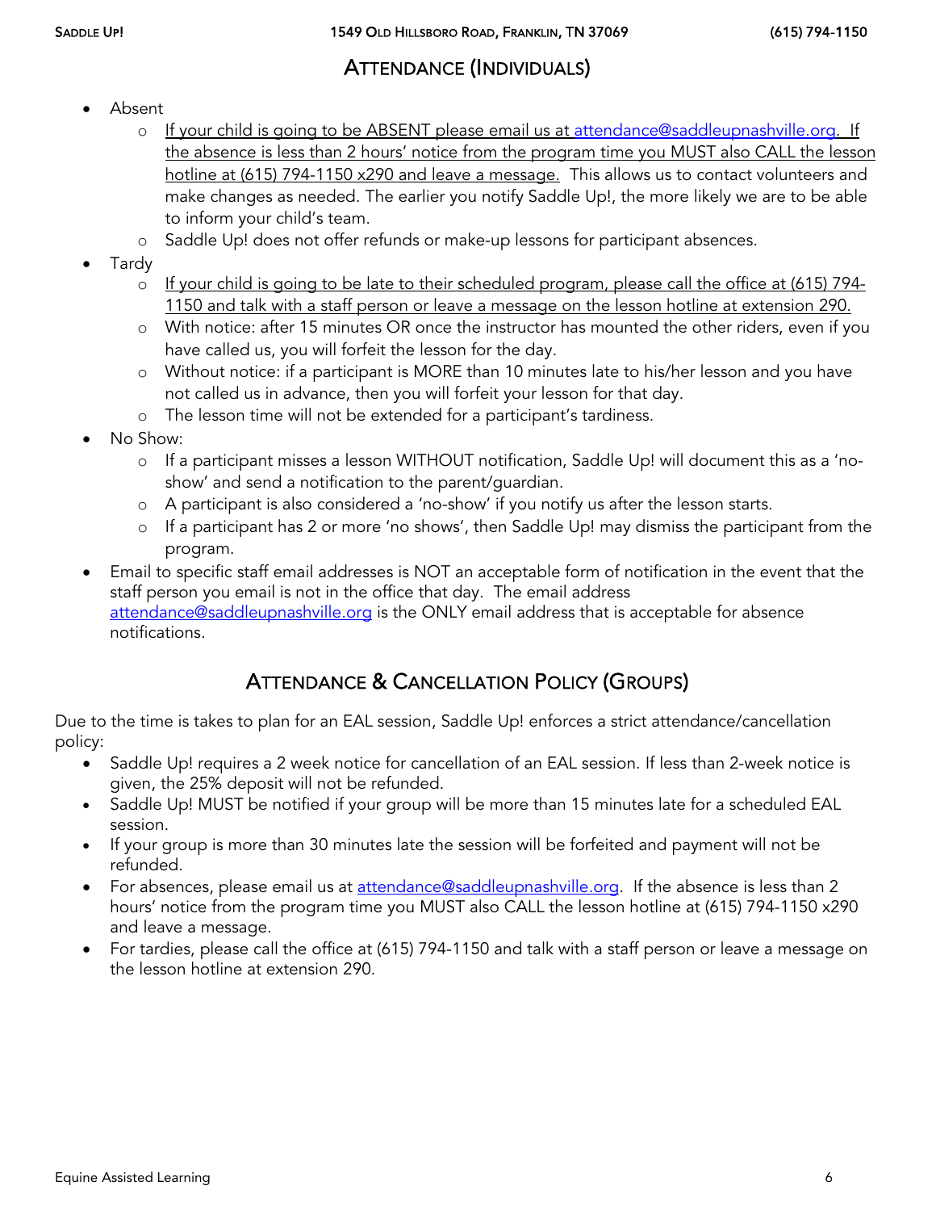## Attendance (Individuals)

- Absent
  - If your child is going to be ABSENT please email us at attendance@saddleupnashville.org. If the absence is less than 2 hours' notice from the program time you MUST also CALL the lesson hotline at (615) 794-1150 x290 and leave a message. This allows us to contact volunteers and make changes as needed. The earlier you notify Saddle Up!, the more likely we are to be able to inform your child's team.
  - Saddle Up! does not offer refunds or make-up lessons for participant absences.
- Tardy
  - If your child is going to be late to their scheduled program, please call the office at (615) 794-1150 and talk with a staff person or leave a message on the lesson hotline at extension 290.
  - With notice: after 15 minutes OR once the instructor has mounted the other riders, even if you have called us, you will forfeit the lesson for the day.
  - Without notice: if a participant is MORE than 10 minutes late to his/her lesson and you have not called us in advance, then you will forfeit your lesson for that day.
  - The lesson time will not be extended for a participant's tardiness.
- No Show:
  - If a participant misses a lesson WITHOUT notification, Saddle Up! will document this as a 'no-show' and send a notification to the parent/guardian.
  - A participant is also considered a 'no-show' if you notify us after the lesson starts.
  - If a participant has 2 or more 'no shows', then Saddle Up! may dismiss the participant from the program.
- Email to specific staff email addresses is NOT an acceptable form of notification in the event that the staff person you email is not in the office that day. The email address attendance@saddleupnashville.org is the ONLY email address that is acceptable for absence notifications.

## Attendance & Cancellation Policy (Groups)

Due to the time is takes to plan for an EAL session, Saddle Up! enforces a strict attendance/cancellation policy:

- Saddle Up! requires a 2 week notice for cancellation of an EAL session. If less than 2-week notice is given, the 25% deposit will not be refunded.
- Saddle Up! MUST be notified if your group will be more than 15 minutes late for a scheduled EAL session.
- If your group is more than 30 minutes late the session will be forfeited and payment will not be refunded.
- For absences, please email us at attendance@saddleupnashville.org. If the absence is less than 2 hours' notice from the program time you MUST also CALL the lesson hotline at (615) 794-1150 x290 and leave a message.
- For tardies, please call the office at (615) 794-1150 and talk with a staff person or leave a message on the lesson hotline at extension 290.